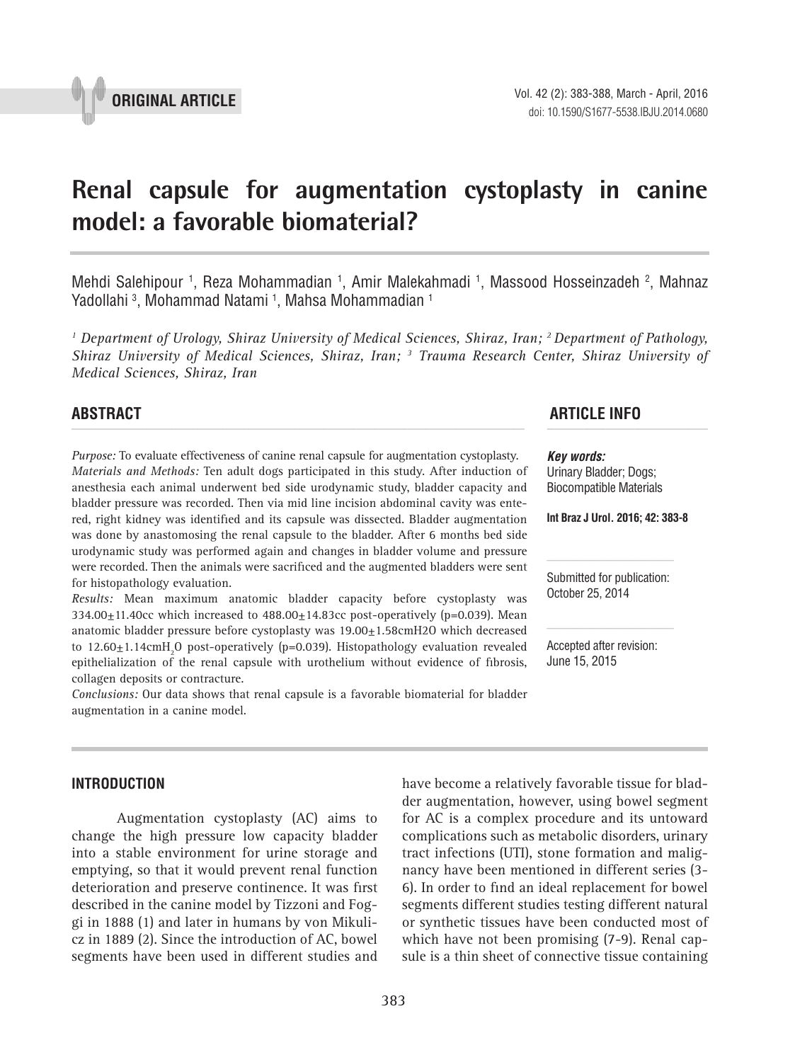ORIGINAL ARTICLE

# Renal capsule for augmentation cystoplasty in canine model: a favorable biomaterial?

Mehdi Salehipour [1], Reza Mohammadian [1], Amir Malekahmadi [1], Massood Hosseinzadeh [2], Mahnaz Yadollahi [3], Mohammad Natami [1], Mahsa Mohammadian [1]

*[1] Department of Urology, Shiraz University of Medical Sciences, Shiraz, Iran; [2] Department of Pathology, Shiraz University of Medical Sciences, Shiraz, Iran; [3] Trauma Research Center, Shiraz University of Medical Sciences, Shiraz, Iran*

## ABSTRACT

*Purpose:* To evaluate effectiveness of canine renal capsule for augmentation cystoplasty.

*Materials and Methods:* Ten adult dogs participated in this study. After induction of anesthesia each animal underwent bed side urodynamic study, bladder capacity and bladder pressure was recorded. Then via mid line incision abdominal cavity was entered, right kidney was identified and its capsule was dissected. Bladder augmentation was done by anastomosing the renal capsule to the bladder. After 6 months bed side urodynamic study was performed again and changes in bladder volume and pressure were recorded. Then the animals were sacrificed and the augmented bladders were sent for histopathology evaluation.

*Results:* Mean maximum anatomic bladder capacity before cystoplasty was 334.00±11.40cc which increased to 488.00±14.83cc post-operatively ($p=0.039$). Mean anatomic bladder pressure before cystoplasty was 19.00±1.58cmH2O which decreased to 12.60±1.14cm$H_2O$ post-operatively ($p=0.039$). Histopathology evaluation revealed epithelialization of the renal capsule with urothelium without evidence of fibrosis, collagen deposits or contracture.

*Conclusions:* Our data shows that renal capsule is a favorable biomaterial for bladder augmentation in a canine model.

## ARTICLE INFO

***Key words:***
Urinary Bladder; Dogs; Biocompatible Materials

**Int Braz J Urol. 2016; 42: 383-8**

Submitted for publication: October 25, 2014

Accepted after revision: June 15, 2015

## INTRODUCTION

Augmentation cystoplasty (AC) aims to change the high pressure low capacity bladder into a stable environment for urine storage and emptying, so that it would prevent renal function deterioration and preserve continence. It was first described in the canine model by Tizzoni and Foggi in 1888 (1) and later in humans by von Mikulicz in 1889 (2). Since the introduction of AC, bowel segments have been used in different studies and have become a relatively favorable tissue for bladder augmentation, however, using bowel segment for AC is a complex procedure and its untoward complications such as metabolic disorders, urinary tract infections (UTI), stone formation and malignancy have been mentioned in different series (3-6). In order to find an ideal replacement for bowel segments different studies testing different natural or synthetic tissues have been conducted most of which have not been promising (7-9). Renal capsule is a thin sheet of connective tissue containing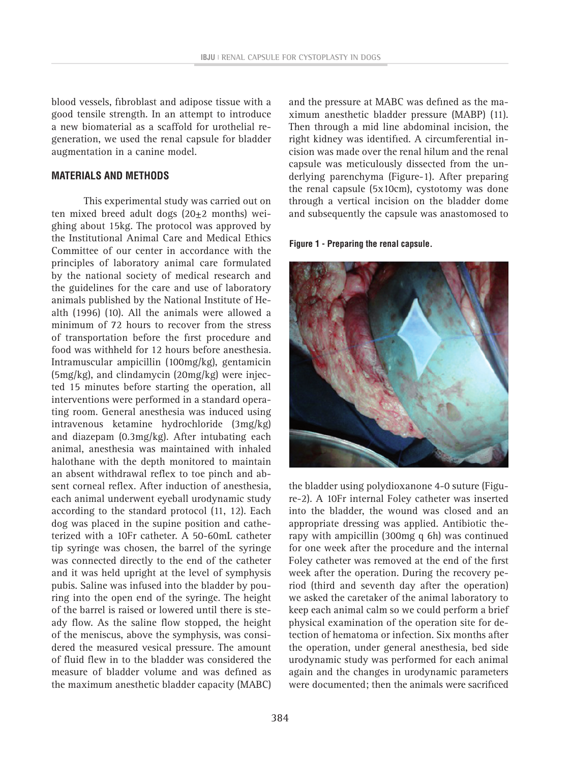blood vessels, fibroblast and adipose tissue with a good tensile strength. In an attempt to introduce a new biomaterial as a scaffold for urothelial regeneration, we used the renal capsule for bladder augmentation in a canine model.

## MATERIALS AND METHODS

This experimental study was carried out on ten mixed breed adult dogs (20±2 months) weighing about 15kg. The protocol was approved by the Institutional Animal Care and Medical Ethics Committee of our center in accordance with the principles of laboratory animal care formulated by the national society of medical research and the guidelines for the care and use of laboratory animals published by the National Institute of Health (1996) (10). All the animals were allowed a minimum of 72 hours to recover from the stress of transportation before the first procedure and food was withheld for 12 hours before anesthesia. Intramuscular ampicillin (100mg/kg), gentamicin (5mg/kg), and clindamycin (20mg/kg) were injected 15 minutes before starting the operation, all interventions were performed in a standard operating room. General anesthesia was induced using intravenous ketamine hydrochloride (3mg/kg) and diazepam (0.3mg/kg). After intubating each animal, anesthesia was maintained with inhaled halothane with the depth monitored to maintain an absent withdrawal reflex to toe pinch and absent corneal reflex. After induction of anesthesia, each animal underwent eyeball urodynamic study according to the standard protocol (11, 12). Each dog was placed in the supine position and catheterized with a 10Fr catheter. A 50-60mL catheter tip syringe was chosen, the barrel of the syringe was connected directly to the end of the catheter and it was held upright at the level of symphysis pubis. Saline was infused into the bladder by pouring into the open end of the syringe. The height of the barrel is raised or lowered until there is steady flow. As the saline flow stopped, the height of the meniscus, above the symphysis, was considered the measured vesical pressure. The amount of fluid flew in to the bladder was considered the measure of bladder volume and was defined as the maximum anesthetic bladder capacity (MABC) and the pressure at MABC was defined as the maximum anesthetic bladder pressure (MABP) (11). Then through a mid line abdominal incision, the right kidney was identified. A circumferential incision was made over the renal hilum and the renal capsule was meticulously dissected from the underlying parenchyma (Figure-1). After preparing the renal capsule (5x10cm), cystotomy was done through a vertical incision on the bladder dome and subsequently the capsule was anastomosed to the bladder using polydioxanone 4-0 suture (Figure-2). A 10Fr internal Foley catheter was inserted into the bladder, the wound was closed and an appropriate dressing was applied. Antibiotic therapy with ampicillin (300mg q 6h) was continued for one week after the procedure and the internal Foley catheter was removed at the end of the first week after the operation. During the recovery period (third and seventh day after the operation) we asked the caretaker of the animal laboratory to keep each animal calm so we could perform a brief physical examination of the operation site for detection of hematoma or infection. Six months after the operation, under general anesthesia, bed side urodynamic study was performed for each animal again and the changes in urodynamic parameters were documented; then the animals were sacrificed

**Figure 1 - Preparing the renal capsule.**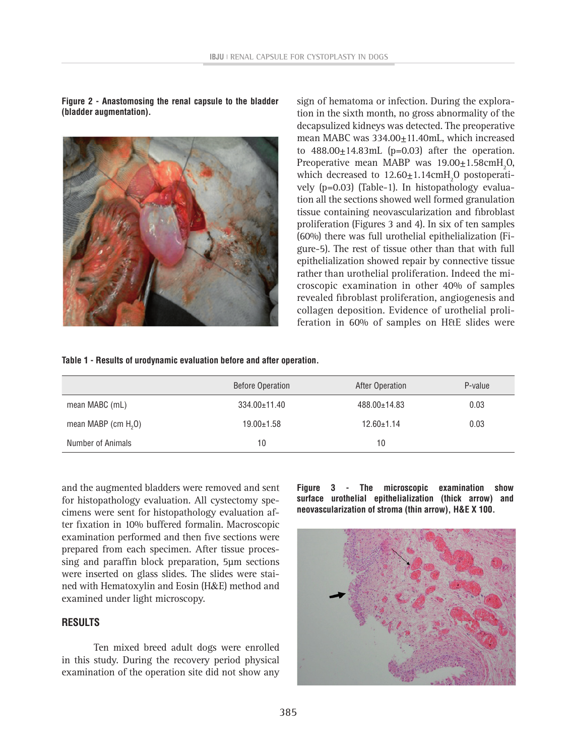**Figure 2 - Anastomosing the renal capsule to the bladder (bladder augmentation).**

and the augmented bladders were removed and sent for histopathology evaluation. All cystectomy specimens were sent for histopathology evaluation after fixation in 10% buffered formalin. Macroscopic examination performed and then five sections were prepared from each specimen. After tissue processing and paraffin block preparation, 5µm sections were inserted on glass slides. The slides were stained with Hematoxylin and Eosin (H&E) method and examined under light microscopy.

## RESULTS

Ten mixed breed adult dogs were enrolled in this study. During the recovery period physical examination of the operation site did not show any sign of hematoma or infection. During the exploration in the sixth month, no gross abnormality of the decapsulized kidneys was detected. The preoperative mean MABC was 334.00±11.40mL, which increased to 488.00±14.83mL (p=0.03) after the operation. Preoperative mean MABP was 19.00±1.58cm$H_2O$, which decreased to 12.60±1.14cm$H_2O$ postoperatively (p=0.03) (Table-1). In histopathology evaluation all the sections showed well formed granulation tissue containing neovascularization and fibroblast proliferation (Figures 3 and 4). In six of ten samples (60%) there was full urothelial epithelialization (Figure-5). The rest of tissue other than that with full epithelialization showed repair by connective tissue rather than urothelial proliferation. Indeed the microscopic examination in other 40% of samples revealed fibroblast proliferation, angiogenesis and collagen deposition. Evidence of urothelial proliferation in 60% of samples on H&E slides were

**Table 1 - Results of urodynamic evaluation before and after operation.**

| | Before Operation | After Operation | P-value |
|---|---|---|---|
| mean MABC (mL) | 334.00±11.40 | 488.00±14.83 | 0.03 |
| mean MABP (cm $H_2O$) | 19.00±1.58 | 12.60±1.14 | 0.03 |
| Number of Animals | 10 | 10 | |

**Figure 3 - The microscopic examination show surface urothelial epithelialization (thick arrow) and neovascularization of stroma (thin arrow), H&E X 100.**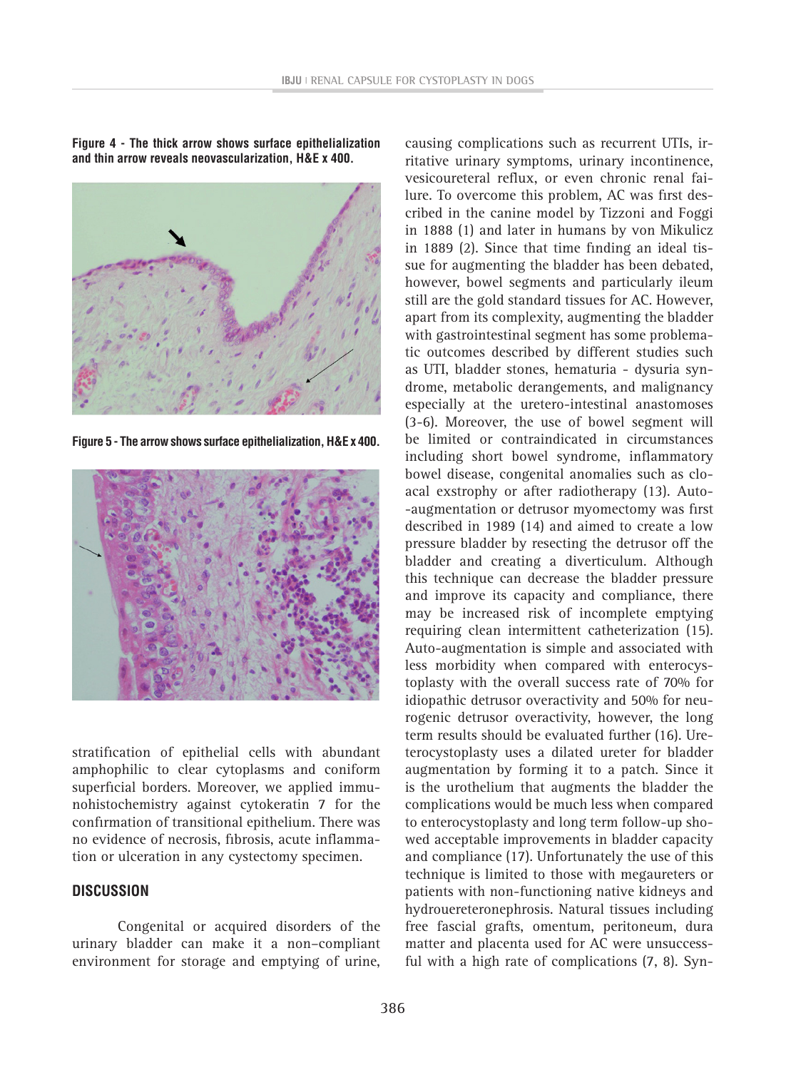**Figure 4 - The thick arrow shows surface epithelialization and thin arrow reveals neovascularization, H&E x 400.**

**Figure 5 - The arrow shows surface epithelialization, H&E x 400.**

stratification of epithelial cells with abundant amphophilic to clear cytoplasms and coniform superficial borders. Moreover, we applied immunohistochemistry against cytokeratin 7 for the confirmation of transitional epithelium. There was no evidence of necrosis, fibrosis, acute inflammation or ulceration in any cystectomy specimen.

## DISCUSSION

Congenital or acquired disorders of the urinary bladder can make it a non–compliant environment for storage and emptying of urine, causing complications such as recurrent UTIs, irritative urinary symptoms, urinary incontinence, vesicoureteral reflux, or even chronic renal failure. To overcome this problem, AC was first described in the canine model by Tizzoni and Foggi in 1888 (1) and later in humans by von Mikulicz in 1889 (2). Since that time finding an ideal tissue for augmenting the bladder has been debated, however, bowel segments and particularly ileum still are the gold standard tissues for AC. However, apart from its complexity, augmenting the bladder with gastrointestinal segment has some problematic outcomes described by different studies such as UTI, bladder stones, hematuria - dysuria syndrome, metabolic derangements, and malignancy especially at the uretero-intestinal anastomoses (3-6). Moreover, the use of bowel segment will be limited or contraindicated in circumstances including short bowel syndrome, inflammatory bowel disease, congenital anomalies such as cloacal exstrophy or after radiotherapy (13). Auto-augmentation or detrusor myomectomy was first described in 1989 (14) and aimed to create a low pressure bladder by resecting the detrusor off the bladder and creating a diverticulum. Although this technique can decrease the bladder pressure and improve its capacity and compliance, there may be increased risk of incomplete emptying requiring clean intermittent catheterization (15). Auto-augmentation is simple and associated with less morbidity when compared with enterocystoplasty with the overall success rate of 70% for idiopathic detrusor overactivity and 50% for neurogenic detrusor overactivity, however, the long term results should be evaluated further (16). Ureterocystoplasty uses a dilated ureter for bladder augmentation by forming it to a patch. Since it is the urothelium that augments the bladder the complications would be much less when compared to enterocystoplasty and long term follow-up showed acceptable improvements in bladder capacity and compliance (17). Unfortunately the use of this technique is limited to those with megaureters or patients with non-functioning native kidneys and hydrouereteronephrosis. Natural tissues including free fascial grafts, omentum, peritoneum, dura matter and placenta used for AC were unsuccessful with a high rate of complications (7, 8). Syn-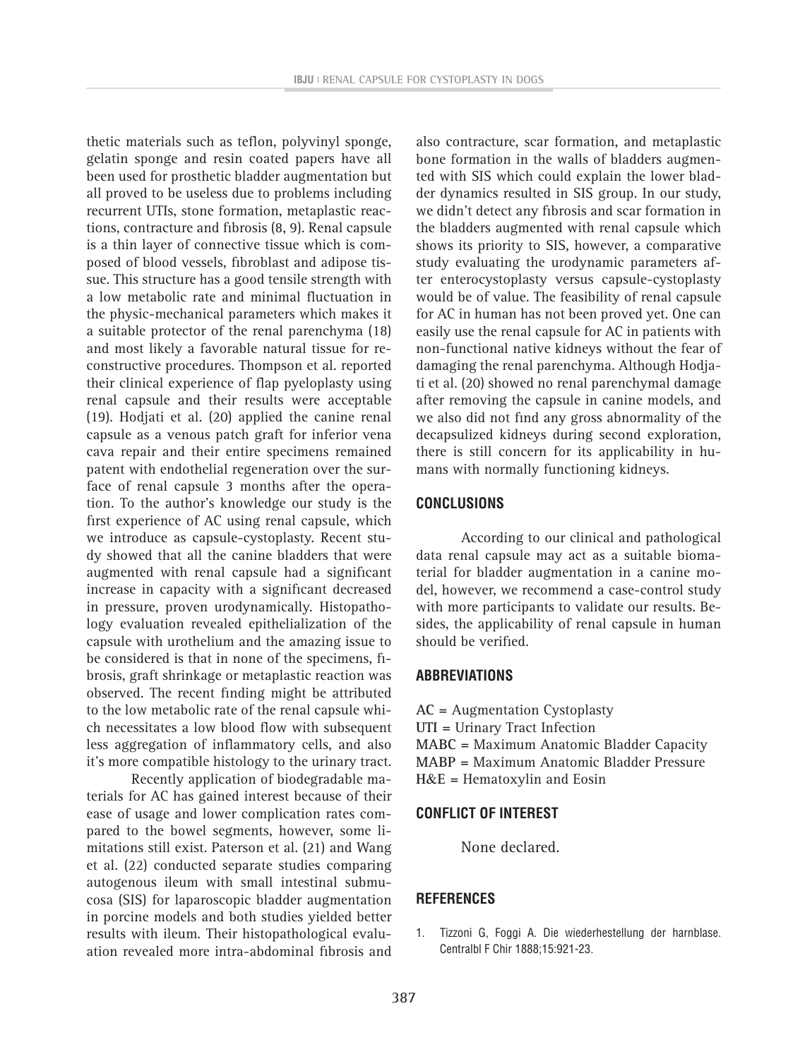thetic materials such as teflon, polyvinyl sponge, gelatin sponge and resin coated papers have all been used for prosthetic bladder augmentation but all proved to be useless due to problems including recurrent UTIs, stone formation, metaplastic reactions, contracture and fibrosis (8, 9). Renal capsule is a thin layer of connective tissue which is composed of blood vessels, fibroblast and adipose tissue. This structure has a good tensile strength with a low metabolic rate and minimal fluctuation in the physic-mechanical parameters which makes it a suitable protector of the renal parenchyma (18) and most likely a favorable natural tissue for reconstructive procedures. Thompson et al. reported their clinical experience of flap pyeloplasty using renal capsule and their results were acceptable (19). Hodjati et al. (20) applied the canine renal capsule as a venous patch graft for inferior vena cava repair and their entire specimens remained patent with endothelial regeneration over the surface of renal capsule 3 months after the operation. To the author's knowledge our study is the first experience of AC using renal capsule, which we introduce as capsule-cystoplasty. Recent study showed that all the canine bladders that were augmented with renal capsule had a significant increase in capacity with a significant decreased in pressure, proven urodynamically. Histopathology evaluation revealed epithelialization of the capsule with urothelium and the amazing issue to be considered is that in none of the specimens, fibrosis, graft shrinkage or metaplastic reaction was observed. The recent finding might be attributed to the low metabolic rate of the renal capsule which necessitates a low blood flow with subsequent less aggregation of inflammatory cells, and also it's more compatible histology to the urinary tract.

Recently application of biodegradable materials for AC has gained interest because of their ease of usage and lower complication rates compared to the bowel segments, however, some limitations still exist. Paterson et al. (21) and Wang et al. (22) conducted separate studies comparing autogenous ileum with small intestinal submucosa (SIS) for laparoscopic bladder augmentation in porcine models and both studies yielded better results with ileum. Their histopathological evaluation revealed more intra-abdominal fibrosis and also contracture, scar formation, and metaplastic bone formation in the walls of bladders augmented with SIS which could explain the lower bladder dynamics resulted in SIS group. In our study, we didn't detect any fibrosis and scar formation in the bladders augmented with renal capsule which shows its priority to SIS, however, a comparative study evaluating the urodynamic parameters after enterocystoplasty versus capsule-cystoplasty would be of value. The feasibility of renal capsule for AC in human has not been proved yet. One can easily use the renal capsule for AC in patients with non-functional native kidneys without the fear of damaging the renal parenchyma. Although Hodjati et al. (20) showed no renal parenchymal damage after removing the capsule in canine models, and we also did not find any gross abnormality of the decapsulized kidneys during second exploration, there is still concern for its applicability in humans with normally functioning kidneys.

## CONCLUSIONS

According to our clinical and pathological data renal capsule may act as a suitable biomaterial for bladder augmentation in a canine model, however, we recommend a case-control study with more participants to validate our results. Besides, the applicability of renal capsule in human should be verified.

## ABBREVIATIONS

AC = Augmentation Cystoplasty  
UTI = Urinary Tract Infection  
MABC = Maximum Anatomic Bladder Capacity  
MABP = Maximum Anatomic Bladder Pressure  
H&E = Hematoxylin and Eosin

## CONFLICT OF INTEREST

None declared.

## REFERENCES

1. Tizzoni G, Foggi A. Die wiederhestellung der harnblase. Centralbl F Chir 1888;15:921-23.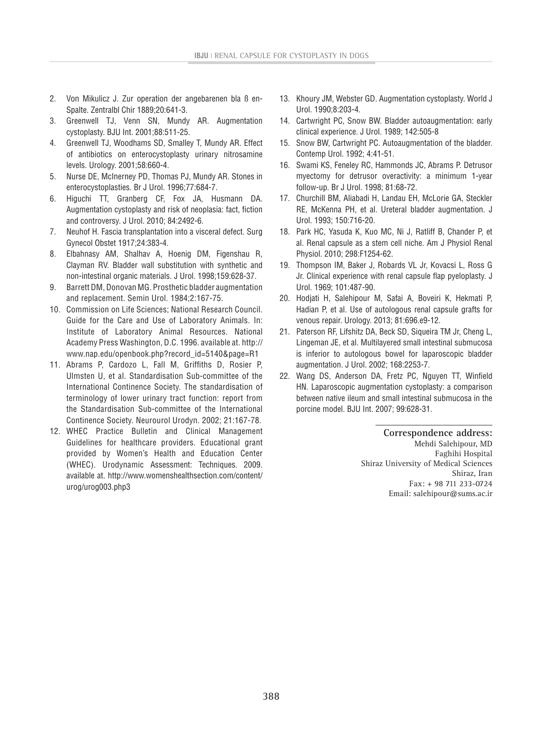2. Von Mikulicz J. Zur operation der angebarenen bla ß en-Spalte. Zentralbl Chir 1889;20:641-3.
3. Greenwell TJ, Venn SN, Mundy AR. Augmentation cystoplasty. BJU Int. 2001;88:511-25.
4. Greenwell TJ, Woodhams SD, Smalley T, Mundy AR. Effect of antibiotics on enterocystoplasty urinary nitrosamine levels. Urology. 2001;58:660-4.
5. Nurse DE, McInerney PD, Thomas PJ, Mundy AR. Stones in enterocystoplasties. Br J Urol. 1996;77:684-7.
6. Higuchi TT, Granberg CF, Fox JA, Husmann DA. Augmentation cystoplasty and risk of neoplasia: fact, fiction and controversy. J Urol. 2010; 84:2492-6.
7. Neuhof H. Fascia transplantation into a visceral defect. Surg Gynecol Obstet 1917;24:383-4.
8. Elbahnasy AM, Shalhav A, Hoenig DM, Figenshau R, Clayman RV. Bladder wall substitution with synthetic and non-intestinal organic materials. J Urol. 1998;159:628-37.
9. Barrett DM, Donovan MG. Prosthetic bladder augmentation and replacement. Semin Urol. 1984;2:167-75.
10. Commission on Life Sciences; National Research Council. Guide for the Care and Use of Laboratory Animals. In: Institute of Laboratory Animal Resources. National Academy Press Washington, D.C. 1996. available at. http://www.nap.edu/openbook.php?record_id=5140&page=R1
11. Abrams P, Cardozo L, Fall M, Griffiths D, Rosier P, Ulmsten U, et al. Standardisation Sub-committee of the International Continence Society. The standardisation of terminology of lower urinary tract function: report from the Standardisation Sub-committee of the International Continence Society. Neurourol Urodyn. 2002; 21:167-78.
12. WHEC Practice Bulletin and Clinical Management Guidelines for healthcare providers. Educational grant provided by Women's Health and Education Center (WHEC). Urodynamic Assessment: Techniques. 2009. available at. http://www.womenshealthsection.com/content/urog/urog003.php3
13. Khoury JM, Webster GD. Augmentation cystoplasty. World J Urol. 1990;8:203-4.
14. Cartwright PC, Snow BW. Bladder autoaugmentation: early clinical experience. J Urol. 1989; 142:505-8
15. Snow BW, Cartwright PC. Autoaugmentation of the bladder. Contemp Urol. 1992; 4:41-51.
16. Swami KS, Feneley RC, Hammonds JC, Abrams P. Detrusor myectomy for detrusor overactivity: a minimum 1-year follow-up. Br J Urol. 1998; 81:68-72.
17. Churchill BM, Aliabadi H, Landau EH, McLorie GA, Steckler RE, McKenna PH, et al. Ureteral bladder augmentation. J Urol. 1993; 150:716-20.
18. Park HC, Yasuda K, Kuo MC, Ni J, Ratliff B, Chander P, et al. Renal capsule as a stem cell niche. Am J Physiol Renal Physiol. 2010; 298:F1254-62.
19. Thompson IM, Baker J, Robards VL Jr, Kovacsi L, Ross G Jr. Clinical experience with renal capsule flap pyeloplasty. J Urol. 1969; 101:487-90.
20. Hodjati H, Salehipour M, Safai A, Boveiri K, Hekmati P, Hadian P, et al. Use of autologous renal capsule grafts for venous repair. Urology. 2013; 81:696.e9-12.
21. Paterson RF, Lifshitz DA, Beck SD, Siqueira TM Jr, Cheng L, Lingeman JE, et al. Multilayered small intestinal submucosa is inferior to autologous bowel for laparoscopic bladder augmentation. J Urol. 2002; 168:2253-7.
22. Wang DS, Anderson DA, Fretz PC, Nguyen TT, Winfield HN. Laparoscopic augmentation cystoplasty: a comparison between native ileum and small intestinal submucosa in the porcine model. BJU Int. 2007; 99:628-31.

**Correspondence address:**
Mehdi Salehipour, MD
Faghihi Hospital
Shiraz University of Medical Sciences
Shiraz, Iran
Fax: + 98 711 233-0724
Email: salehipour@sums.ac.ir